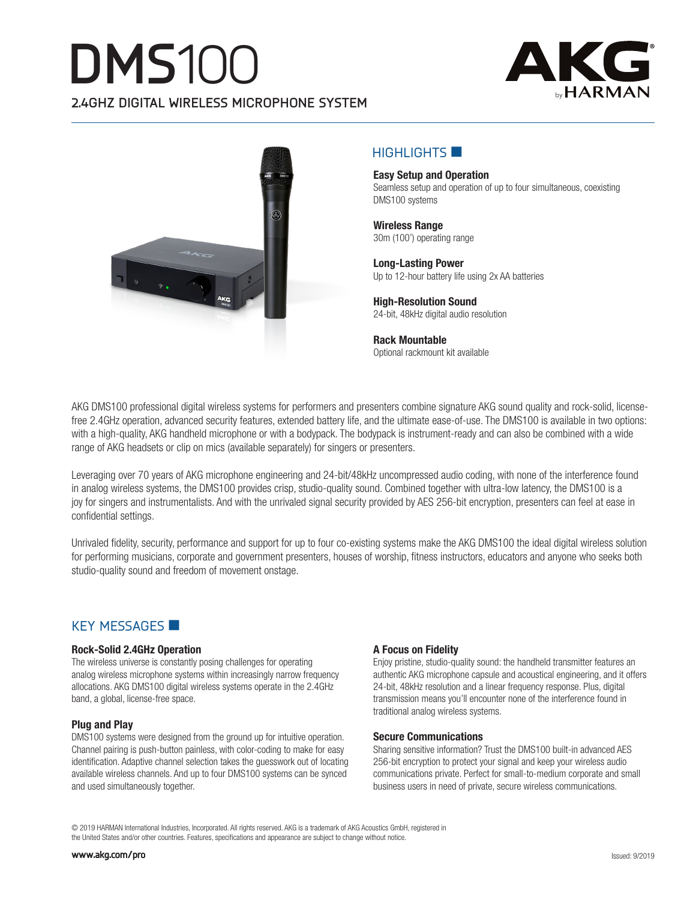# DMS100

## 2.4GHZ DIGITAL WIRELESS MICROPHONE SYSTEM

AKG by HARMAN

## HIGHLIGHTS

**Easy Setup and Operation**
Seamless setup and operation of up to four simultaneous, coexisting DMS100 systems

**Wireless Range**
30m (100') operating range

**Long-Lasting Power**
Up to 12-hour battery life using 2x AA batteries

**High-Resolution Sound**
24-bit, 48kHz digital audio resolution

**Rack Mountable**
Optional rackmount kit available

AKG DMS100 professional digital wireless systems for performers and presenters combine signature AKG sound quality and rock-solid, license-free 2.4GHz operation, advanced security features, extended battery life, and the ultimate ease-of-use. The DMS100 is available in two options: with a high-quality, AKG handheld microphone or with a bodypack. The bodypack is instrument-ready and can also be combined with a wide range of AKG headsets or clip on mics (available separately) for singers or presenters.

Leveraging over 70 years of AKG microphone engineering and 24-bit/48kHz uncompressed audio coding, with none of the interference found in analog wireless systems, the DMS100 provides crisp, studio-quality sound. Combined together with ultra-low latency, the DMS100 is a joy for singers and instrumentalists. And with the unrivaled signal security provided by AES 256-bit encryption, presenters can feel at ease in confidential settings.

Unrivaled fidelity, security, performance and support for up to four co-existing systems make the AKG DMS100 the ideal digital wireless solution for performing musicians, corporate and government presenters, houses of worship, fitness instructors, educators and anyone who seeks both studio-quality sound and freedom of movement onstage.

## KEY MESSAGES

### Rock-Solid 2.4GHz Operation
The wireless universe is constantly posing challenges for operating analog wireless microphone systems within increasingly narrow frequency allocations. AKG DMS100 digital wireless systems operate in the 2.4GHz band, a global, license-free space.

### Plug and Play
DMS100 systems were designed from the ground up for intuitive operation. Channel pairing is push-button painless, with color-coding to make for easy identification. Adaptive channel selection takes the guesswork out of locating available wireless channels. And up to four DMS100 systems can be synced and used simultaneously together.

### A Focus on Fidelity
Enjoy pristine, studio-quality sound: the handheld transmitter features an authentic AKG microphone capsule and acoustical engineering, and it offers 24-bit, 48kHz resolution and a linear frequency response. Plus, digital transmission means you'll encounter none of the interference found in traditional analog wireless systems.

### Secure Communications
Sharing sensitive information? Trust the DMS100 built-in advanced AES 256-bit encryption to protect your signal and keep your wireless audio communications private. Perfect for small-to-medium corporate and small business users in need of private, secure wireless communications.

© 2019 HARMAN International Industries, Incorporated. All rights reserved. AKG is a trademark of AKG Acoustics GmbH, registered in the United States and/or other countries. Features, specifications and appearance are subject to change without notice.

www.akg.com/pro

Issued: 9/2019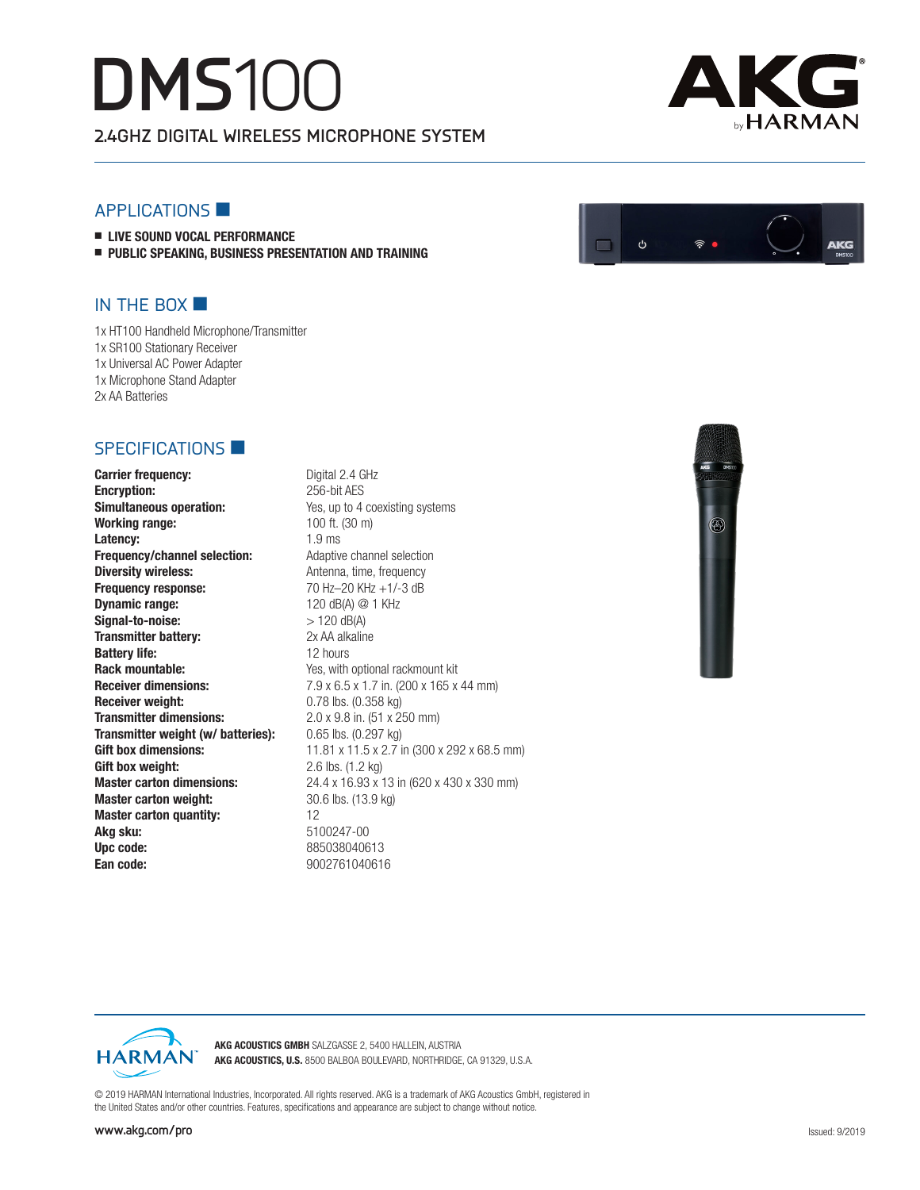# DMS100

## 2.4GHZ DIGITAL WIRELESS MICROPHONE SYSTEM

## APPLICATIONS

- **LIVE SOUND VOCAL PERFORMANCE**
- **PUBLIC SPEAKING, BUSINESS PRESENTATION AND TRAINING**

## IN THE BOX

1x HT100 Handheld Microphone/Transmitter
1x SR100 Stationary Receiver
1x Universal AC Power Adapter
1x Microphone Stand Adapter
2x AA Batteries

## SPECIFICATIONS

| | |
|---|---|
| **Carrier frequency:** | Digital 2.4 GHz |
| **Encryption:** | 256-bit AES |
| **Simultaneous operation:** | Yes, up to 4 coexisting systems |
| **Working range:** | 100 ft. (30 m) |
| **Latency:** | 1.9 ms |
| **Frequency/channel selection:** | Adaptive channel selection |
| **Diversity wireless:** | Antenna, time, frequency |
| **Frequency response:** | 70 Hz–20 KHz +1/-3 dB |
| **Dynamic range:** | 120 dB(A) @ 1 KHz |
| **Signal-to-noise:** | > 120 dB(A) |
| **Transmitter battery:** | 2x AA alkaline |
| **Battery life:** | 12 hours |
| **Rack mountable:** | Yes, with optional rackmount kit |
| **Receiver dimensions:** | 7.9 x 6.5 x 1.7 in. (200 x 165 x 44 mm) |
| **Receiver weight:** | 0.78 lbs. (0.358 kg) |
| **Transmitter dimensions:** | 2.0 x 9.8 in. (51 x 250 mm) |
| **Transmitter weight (w/ batteries):** | 0.65 lbs. (0.297 kg) |
| **Gift box dimensions:** | 11.81 x 11.5 x 2.7 in (300 x 292 x 68.5 mm) |
| **Gift box weight:** | 2.6 lbs. (1.2 kg) |
| **Master carton dimensions:** | 24.4 x 16.93 x 13 in (620 x 430 x 330 mm) |
| **Master carton weight:** | 30.6 lbs. (13.9 kg) |
| **Master carton quantity:** | 12 |
| **Akg sku:** | 5100247-00 |
| **Upc code:** | 885038040613 |
| **Ean code:** | 9002761040616 |

**AKG ACOUSTICS GMBH** SALZGASSE 2, 5400 HALLEIN, AUSTRIA
**AKG ACOUSTICS, U.S.** 8500 BALBOA BOULEVARD, NORTHRIDGE, CA 91329, U.S.A.

© 2019 HARMAN International Industries, Incorporated. All rights reserved. AKG is a trademark of AKG Acoustics GmbH, registered in the United States and/or other countries. Features, specifications and appearance are subject to change without notice.

www.akg.com/pro

Issued: 9/2019